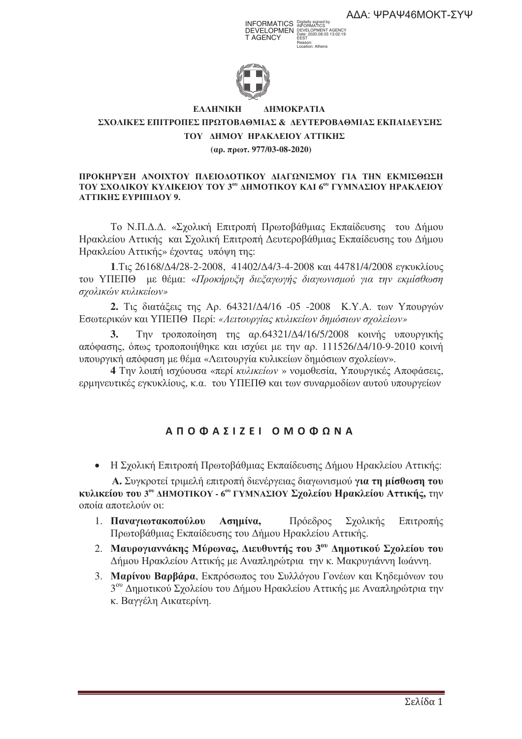ΑΔΑ: ΨΡΑΨ46ΜΟΚΤ-ΣΥΨ

**ΕΛΛΗΝΙΚΗ ΔΗΜΟΚΡΑΤΙΑ**

**ΣΧΟΛΙΚΕΣ ΕΠΙΤΡΟΠΕΣ ΠΡΩΤΟΒΑΘΜΙΑΣ & ΔΕΥΤΕΡΟΒΑΘΜΙΑΣ ΕΚΠΑΙΔΕΥΣΗΣ**

**ΤΟΥ ΔΗΜΟΥ ΗΡΑΚΛΕΙΟΥ ΑΤΤΙΚΗΣ**

**(αρ. πρωτ. 977/03-08-2020)**

**ΠΡΟΚΗΡΥΞΗ ΑΝΟΙΧΤΟΥ ΠΛΕΙΟΔΟΤΙΚΟΥ ΔΙΑΓΩΝΙΣΜΟΥ ΓΙΑ ΤΗΝ ΕΚΜΙΣΘΩΣΗ ΤΟΥ ΣΧΟΛΙΚΟΥ ΚΥΛΙΚΕΙΟΥ ΤΟΥ 3ου ΔΗΜΟΤΙΚΟΥ ΚΑΙ 6ου ΓΥΜΝΑΣΙΟΥ ΗΡΑΚΛΕΙΟΥ ΑΤΤΙΚΗΣ ΕΥΡΙΠΙΔΟΥ 9.**

Το Ν.Π.Δ.Δ. «Σχολική Επιτροπή Πρωτοβάθμιας Εκπαίδευσης του Δήμου Ηρακλείου Αττικής και Σχολική Επιτροπή Δευτεροβάθμιας Εκπαίδευσης του Δήμου Ηρακλείου Αττικής» έχοντας υπόψη της:

**1**.Τις 26168/Δ4/28-2-2008, 41402/Δ4/3-4-2008 και 44781/4/2008 εγκυκλίους του ΥΠΕΠΘ με θέμα: «*Προκήρυξη διεξαγωγής διαγωνισμού για την εκμίσθωση σχολικών κυλικείων»*

**2.** Τις διατάξεις της Αρ. 64321/Δ4/16 -05 -2008 Κ.Υ.Α. των Υπουργών Εσωτερικών και ΥΠΕΠΘ Περί: *«Λειτουργίας κυλικείων δημόσιων σχολείων»*

**3.** Την τροποποίηση της αρ.64321/Δ4/16/5/2008 κοινής υπουργικής απόφασης, όπως τροποποιήθηκε και ισχύει με την αρ. 111526/Δ4/10-9-2010 κοινή υπουργική απόφαση με θέμα «Λειτουργία κυλικείων δημόσιων σχολείων».

**4** Την λοιπή ισχύουσα «περί *κυλικείων* » νομοθεσία, Υπουργικές Αποφάσεις, ερμηνευτικές εγκυκλίους, κ.α. του ΥΠΕΠΘ και των συναρμοδίων αυτού υπουργείων

## **Α Π Ο Φ Α Σ Ι Ζ Ε Ι  Ο Μ Ο Φ Ω Ν Α**

- Η Σχολική Επιτροπή Πρωτοβάθμιας Εκπαίδευσης Δήμου Ηρακλείου Αττικής:

**Α.** Συγκροτεί τριμελή επιτροπή διενέργειας διαγωνισμού **για τη μίσθωση του κυλικείου του 3ου ΔΗΜΟΤΙΚΟΥ - 6ου ΓΥΜΝΑΣΙΟΥ Σχολείου Ηρακλείου Αττικής,** την οποία αποτελούν οι:

1. **Παναγιωτακοπούλου Ασημίνα,** Πρόεδρος Σχολικής Επιτροπής Πρωτοβάθμιας Εκπαίδευσης του Δήμου Ηρακλείου Αττικής.
2. **Μαυρογιαννάκης Μύρωνας, Διευθυντής του 3ου Δημοτικού Σχολείου του** Δήμου Ηρακλείου Αττικής με Αναπληρώτρια την κ. Μακρυγιάννη Ιωάννη.
3. **Μαρίνου Βαρβάρα**, Εκπρόσωπος του Συλλόγου Γονέων και Κηδεμόνων του 3ου Δημοτικού Σχολείου του Δήμου Ηρακλείου Αττικής με Αναπληρώτρια την κ. Βαγγέλη Αικατερίνη.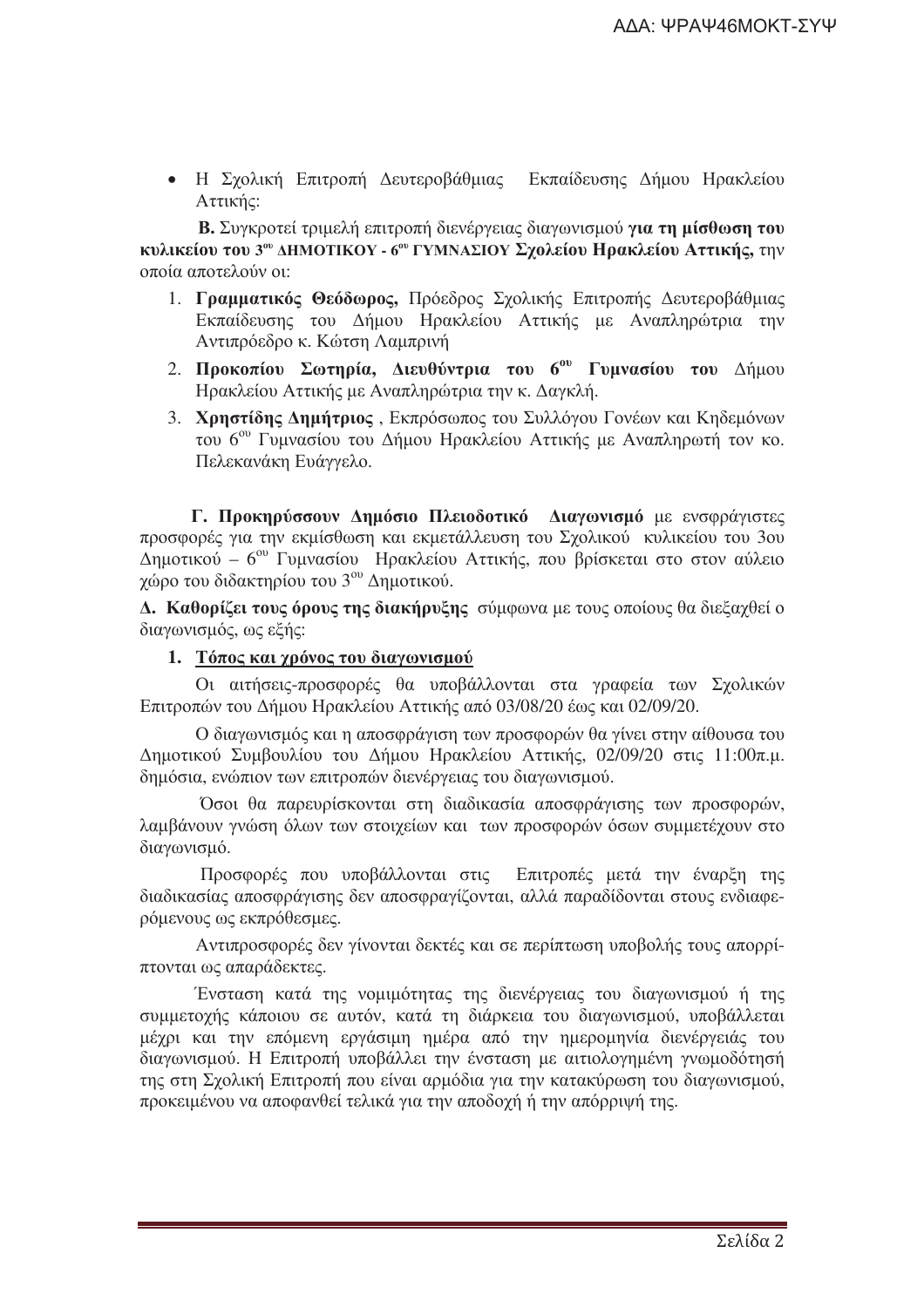- Η Σχολική Επιτροπή Δευτεροβάθμιας Εκπαίδευσης Δήμου Ηρακλείου Αττικής:

**Β.** Συγκροτεί τριμελή επιτροπή διενέργειας διαγωνισμού **για τη μίσθωση του κυλικείου του 3ου ΔΗΜΟΤΙΚΟΥ - 6ου ΓΥΜΝΑΣΙΟΥ Σχολείου Ηρακλείου Αττικής,** την οποία αποτελούν οι:

1. **Γραμματικός Θεόδωρος,** Πρόεδρος Σχολικής Επιτροπής Δευτεροβάθμιας Εκπαίδευσης του Δήμου Ηρακλείου Αττικής με Αναπληρώτρια την Αντιπρόεδρο κ. Κώτση Λαμπρινή
2. **Προκοπίου Σωτηρία, Διευθύντρια του 6ου Γυμνασίου του** Δήμου Ηρακλείου Αττικής με Αναπληρώτρια την κ. Δαγκλή.
3. **Χρηστίδης Δημήτριος** , Εκπρόσωπος του Συλλόγου Γονέων και Κηδεμόνων του 6ου Γυμνασίου του Δήμου Ηρακλείου Αττικής με Αναπληρωτή τον κο. Πελεκανάκη Ευάγγελο.

**Γ. Προκηρύσσουν Δημόσιο Πλειοδοτικό Διαγωνισμό** με ενσφράγιστες προσφορές για την εκμίσθωση και εκμετάλλευση του Σχολικού κυλικείου του 3ου Δημοτικού – 6ου Γυμνασίου Ηρακλείου Αττικής, που βρίσκεται στο στον αύλειο χώρο του διδακτηρίου του 3ου Δημοτικού.

**Δ. Καθορίζει τους όρους της διακήρυξης** σύμφωνα με τους οποίους θα διεξαχθεί ο διαγωνισμός, ως εξής:

**1. Τόπος και χρόνος του διαγωνισμού**

Οι αιτήσεις-προσφορές θα υποβάλλονται στα γραφεία των Σχολικών Επιτροπών του Δήμου Ηρακλείου Αττικής από 03/08/20 έως και 02/09/20.

Ο διαγωνισμός και η αποσφράγιση των προσφορών θα γίνει στην αίθουσα του Δημοτικού Συμβουλίου του Δήμου Ηρακλείου Αττικής, 02/09/20 στις 11:00π.μ. δημόσια, ενώπιον των επιτροπών διενέργειας του διαγωνισμού.

Όσοι θα παρευρίσκονται στη διαδικασία αποσφράγισης των προσφορών, λαμβάνουν γνώση όλων των στοιχείων και των προσφορών όσων συμμετέχουν στο διαγωνισμό.

Προσφορές που υποβάλλονται στις Επιτροπές μετά την έναρξη της διαδικασίας αποσφράγισης δεν αποσφραγίζονται, αλλά παραδίδονται στους ενδιαφερόμενους ως εκπρόθεσμες.

Αντιπροσφορές δεν γίνονται δεκτές και σε περίπτωση υποβολής τους απορρίπτονται ως απαράδεκτες.

Ένσταση κατά της νομιμότητας της διενέργειας του διαγωνισμού ή της συμμετοχής κάποιου σε αυτόν, κατά τη διάρκεια του διαγωνισμού, υποβάλλεται μέχρι και την επόμενη εργάσιμη ημέρα από την ημερομηνία διενέργειάς του διαγωνισμού. Η Επιτροπή υποβάλλει την ένσταση με αιτιολογημένη γνωμοδότησή της στη Σχολική Επιτροπή που είναι αρμόδια για την κατακύρωση του διαγωνισμού, προκειμένου να αποφανθεί τελικά για την αποδοχή ή την απόρριψή της.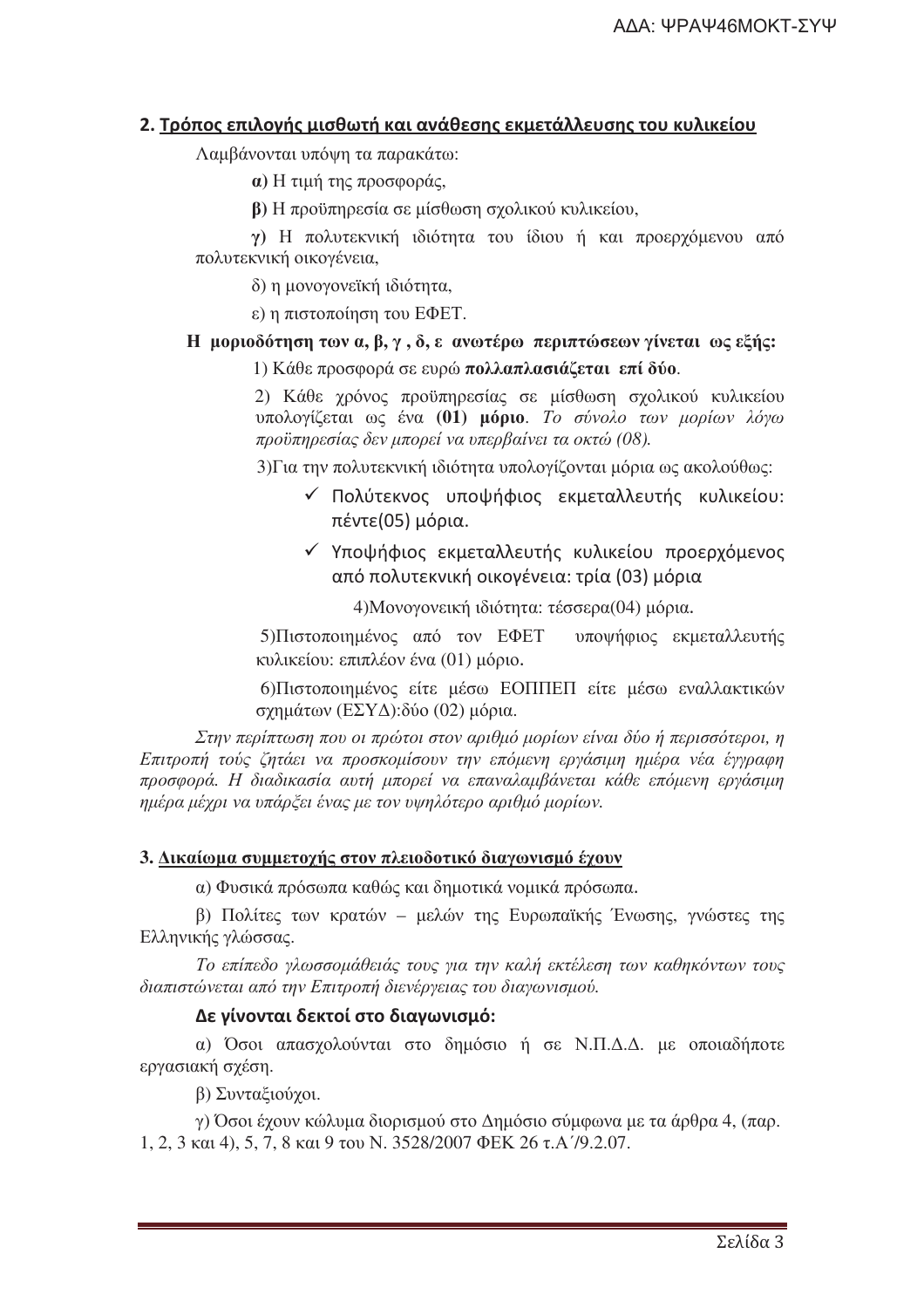## 2. Τρόπος επιλογής μισθωτή και ανάθεσης εκμετάλλευσης του κυλικείου

Λαμβάνονται υπόψη τα παρακάτω:

**α)** Η τιμή της προσφοράς,

**β)** Η προϋπηρεσία σε μίσθωση σχολικού κυλικείου,

**γ)** Η πολυτεκνική ιδιότητα του ίδιου ή και προερχόμενου από πολυτεκνική οικογένεια,

δ) η μονογονεϊκή ιδιότητα,

ε) η πιστοποίηση του ΕΦΕΤ.

**Η μοριοδότηση των α, β, γ , δ, ε ανωτέρω περιπτώσεων γίνεται ως εξής:**

1) Κάθε προσφορά σε ευρώ **πολλαπλασιάζεται επί δύο**.

2) Κάθε χρόνος προϋπηρεσίας σε μίσθωση σχολικού κυλικείου υπολογίζεται ως ένα **(01) μόριο**. *Το σύνολο των μορίων λόγω προϋπηρεσίας δεν μπορεί να υπερβαίνει τα οκτώ (08).*

3)Για την πολυτεκνική ιδιότητα υπολογίζονται μόρια ως ακολούθως:

- ✓ Πολύτεκνος υποψήφιος εκμεταλλευτής κυλικείου: πέντε(05) μόρια.
- ✓ Υποψήφιος εκμεταλλευτής κυλικείου προερχόμενος από πολυτεκνική οικογένεια: τρία (03) μόρια

4)Μονογονεική ιδιότητα: τέσσερα(04) μόρια.

5)Πιστοποιημένος από τον ΕΦΕΤ υποψήφιος εκμεταλλευτής κυλικείου: επιπλέον ένα (01) μόριο.

6)Πιστοποιημένος είτε μέσω ΕΟΠΠΕΠ είτε μέσω εναλλακτικών σχημάτων (ΕΣΥΔ):δύο (02) μόρια.

*Στην περίπτωση που οι πρώτοι στον αριθμό μορίων είναι δύο ή περισσότεροι, η Επιτροπή τούς ζητάει να προσκομίσουν την επόμενη εργάσιμη ημέρα νέα έγγραφη προσφορά. Η διαδικασία αυτή μπορεί να επαναλαμβάνεται κάθε επόμενη εργάσιμη ημέρα μέχρι να υπάρξει ένας με τον υψηλότερο αριθμό μορίων.*

## 3. Δικαίωμα συμμετοχής στον πλειοδοτικό διαγωνισμό έχουν

α) Φυσικά πρόσωπα καθώς και δημοτικά νομικά πρόσωπα.

β) Πολίτες των κρατών – μελών της Ευρωπαϊκής Ένωσης, γνώστες της Ελληνικής γλώσσας.

*Το επίπεδο γλωσσομάθειάς τους για την καλή εκτέλεση των καθηκόντων τους διαπιστώνεται από την Επιτροπή διενέργειας του διαγωνισμού.*

### Δε γίνονται δεκτοί στο διαγωνισμό:

α) Όσοι απασχολούνται στο δημόσιο ή σε Ν.Π.Δ.Δ. με οποιαδήποτε εργασιακή σχέση.

β) Συνταξιούχοι.

γ) Όσοι έχουν κώλυμα διορισμού στο Δημόσιο σύμφωνα με τα άρθρα 4, (παρ. 1, 2, 3 και 4), 5, 7, 8 και 9 του Ν. 3528/2007 ΦΕΚ 26 τ.Α΄/9.2.07.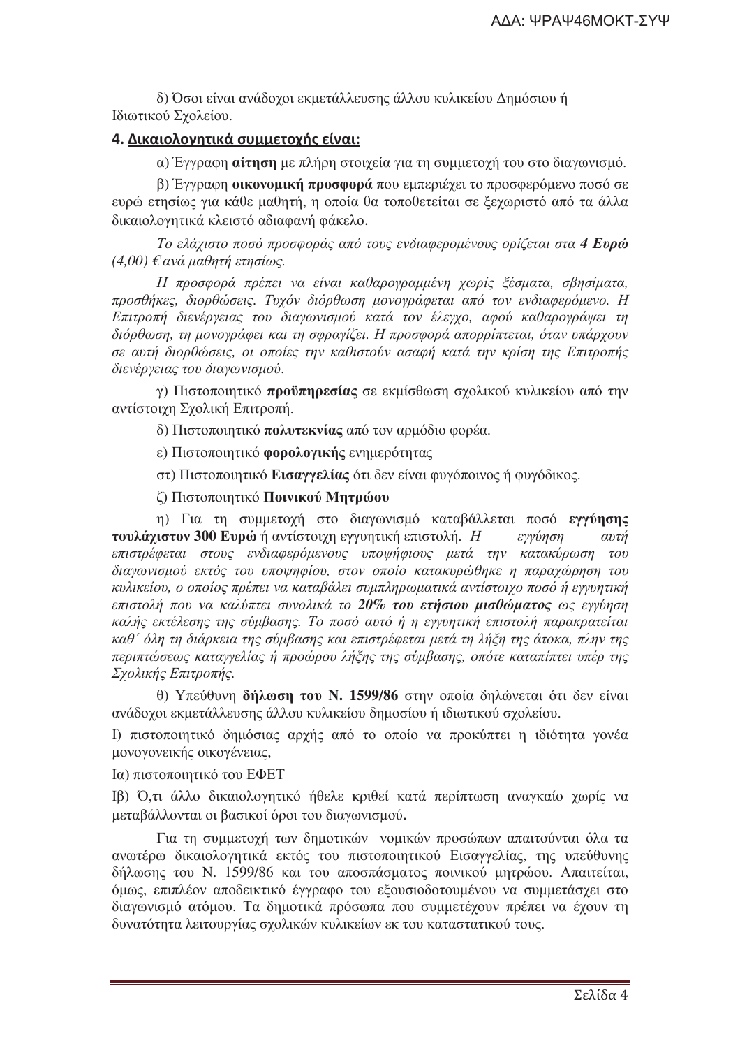δ) Όσοι είναι ανάδοχοι εκμετάλλευσης άλλου κυλικείου Δημόσιου ή Ιδιωτικού Σχολείου.

### 4. Δικαιολογητικά συμμετοχής είναι:

α) Έγγραφη **αίτηση** με πλήρη στοιχεία για τη συμμετοχή του στο διαγωνισμό.

β) Έγγραφη **οικονομική προσφορά** που εμπεριέχει το προσφερόμενο ποσό σε ευρώ ετησίως για κάθε μαθητή, η οποία θα τοποθετείται σε ξεχωριστό από τα άλλα δικαιολογητικά κλειστό αδιαφανή φάκελο.

*Το ελάχιστο ποσό προσφοράς από τους ενδιαφερομένους ορίζεται στα **4 Ευρώ** (4,00) € ανά μαθητή ετησίως.*

*Η προσφορά πρέπει να είναι καθαρογραμμένη χωρίς ξέσματα, σβησίματα, προσθήκες, διορθώσεις. Τυχόν διόρθωση μονογράφεται από τον ενδιαφερόμενο. Η Επιτροπή διενέργειας του διαγωνισμού κατά τον έλεγχο, αφού καθαρογράψει τη διόρθωση, τη μονογράφει και τη σφραγίζει. Η προσφορά απορρίπτεται, όταν υπάρχουν σε αυτή διορθώσεις, οι οποίες την καθιστούν ασαφή κατά την κρίση της Επιτροπής διενέργειας του διαγωνισμού.*

γ) Πιστοποιητικό **προϋπηρεσίας** σε εκμίσθωση σχολικού κυλικείου από την αντίστοιχη Σχολική Επιτροπή.

δ) Πιστοποιητικό **πολυτεκνίας** από τον αρμόδιο φορέα.

ε) Πιστοποιητικό **φορολογικής** ενημερότητας

στ) Πιστοποιητικό **Εισαγγελίας** ότι δεν είναι φυγόποινος ή φυγόδικος.

ζ) Πιστοποιητικό **Ποινικού Μητρώου**

η) Για τη συμμετοχή στο διαγωνισμό καταβάλλεται ποσό **εγγύησης τουλάχιστον 300 Ευρώ** ή αντίστοιχη εγγυητική επιστολή. *Η εγγύηση αυτή επιστρέφεται στους ενδιαφερόμενους υποψήφιους μετά την κατακύρωση του διαγωνισμού εκτός του υποψηφίου, στον οποίο κατακυρώθηκε η παραχώρηση του κυλικείου, ο οποίος πρέπει να καταβάλει συμπληρωματικά αντίστοιχο ποσό ή εγγυητική επιστολή που να καλύπτει συνολικά το **20% του ετήσιου μισθώματος** ως εγγύηση καλής εκτέλεσης της σύμβασης. Το ποσό αυτό ή η εγγυητική επιστολή παρακρατείται καθ΄ όλη τη διάρκεια της σύμβασης και επιστρέφεται μετά τη λήξη της άτοκα, πλην της περιπτώσεως καταγγελίας ή πρόωρου λήξης της σύμβασης, οπότε καταπίπτει υπέρ της Σχολικής Επιτροπής.*

θ) Υπεύθυνη **δήλωση του Ν. 1599/86** στην οποία δηλώνεται ότι δεν είναι ανάδοχοι εκμετάλλευσης άλλου κυλικείου δημοσίου ή ιδιωτικού σχολείου.

Ι) πιστοποιητικό δημόσιας αρχής από το οποίο να προκύπτει η ιδιότητα γονέα μονογονεϊκής οικογένειας,

Ια) πιστοποιητικό του ΕΦΕΤ

Ιβ) Ό,τι άλλο δικαιολογητικό ήθελε κριθεί κατά περίπτωση αναγκαίο χωρίς να μεταβάλλονται οι βασικοί όροι του διαγωνισμού.

Για τη συμμετοχή των δημοτικών νομικών προσώπων απαιτούνται όλα τα ανωτέρω δικαιολογητικά εκτός του πιστοποιητικού Εισαγγελίας, της υπεύθυνης δήλωσης του Ν. 1599/86 και του αποσπάσματος ποινικού μητρώου. Απαιτείται, όμως, επιπλέον αποδεικτικό έγγραφο του εξουσιοδοτουμένου να συμμετάσχει στο διαγωνισμό ατόμου. Τα δημοτικά πρόσωπα που συμμετέχουν πρέπει να έχουν τη δυνατότητα λειτουργίας σχολικών κυλικείων εκ του καταστατικού τους.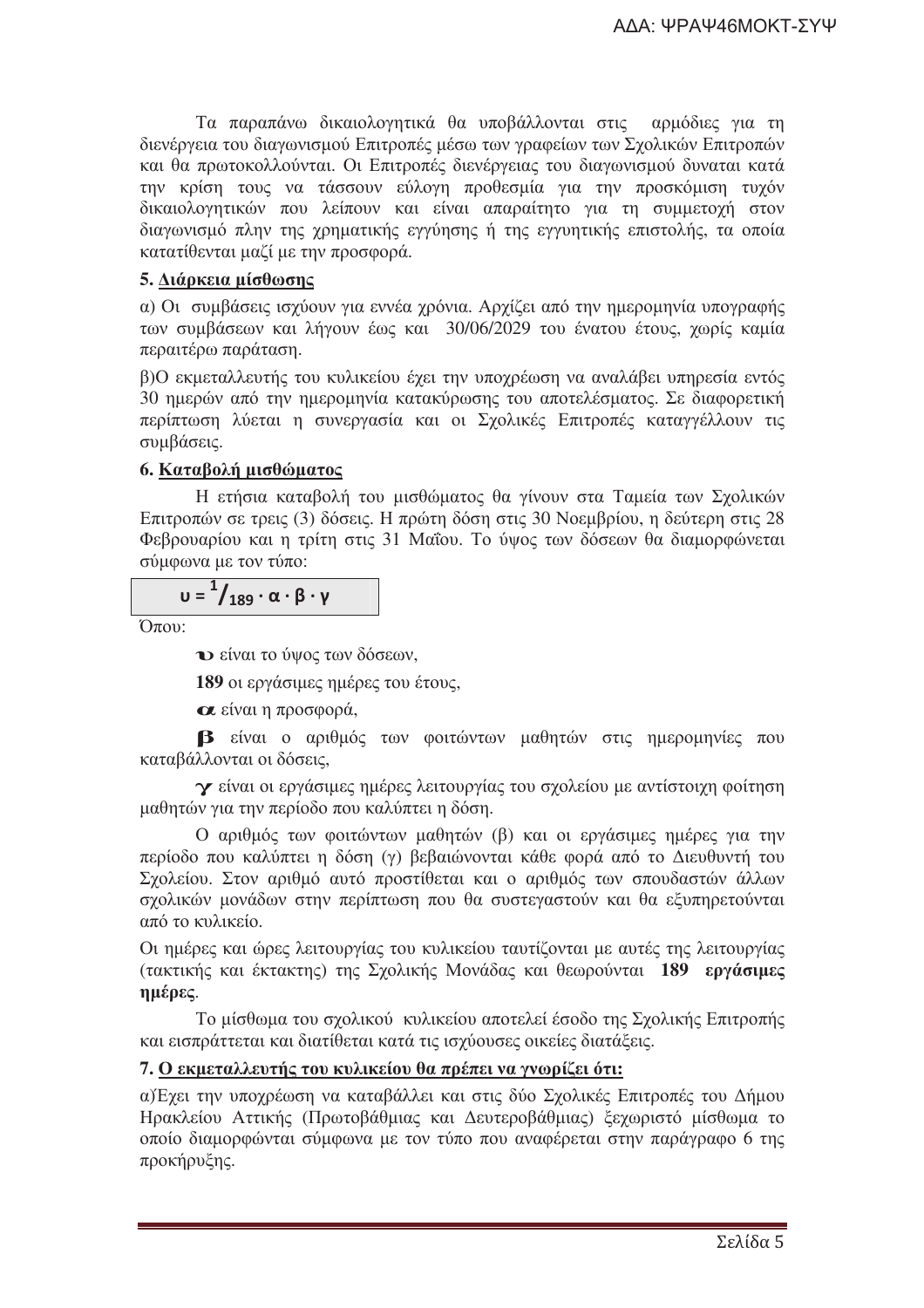Τα παραπάνω δικαιολογητικά θα υποβάλλονται στις αρμόδιες για τη διενέργεια του διαγωνισμού Επιτροπές μέσω των γραφείων των Σχολικών Επιτροπών και θα πρωτοκολλούνται. Οι Επιτροπές διενέργειας του διαγωνισμού δυναται κατά την κρίση τους να τάσσουν εύλογη προθεσμία για την προσκόμιση τυχόν δικαιολογητικών που λείπουν και είναι απαραίτητο για τη συμμετοχή στον διαγωνισμό πλην της χρηματικής εγγύησης ή της εγγυητικής επιστολής, τα οποία κατατίθενται μαζί με την προσφορά.

**5. Διάρκεια μίσθωσης**

α) Οι συμβάσεις ισχύουν για εννέα χρόνια. Αρχίζει από την ημερομηνία υπογραφής των συμβάσεων και λήγουν έως και 30/06/2029 του ένατου έτους, χωρίς καμία περαιτέρω παράταση.

β)Ο εκμεταλλευτής του κυλικείου έχει την υποχρέωση να αναλάβει υπηρεσία εντός 30 ημερών από την ημερομηνία κατακύρωσης του αποτελέσματος. Σε διαφορετική περίπτωση λύεται η συνεργασία και οι Σχολικές Επιτροπές καταγγέλλουν τις συμβάσεις.

**6. Καταβολή μισθώματος**

Η ετήσια καταβολή του μισθώματος θα γίνουν στα Ταμεία των Σχολικών Επιτροπών σε τρεις (3) δόσεις. Η πρώτη δόση στις 30 Νοεμβρίου, η δεύτερη στις 28 Φεβρουαρίου και η τρίτη στις 31 Μαΐου. Το ύψος των δόσεων θα διαμορφώνεται σύμφωνα με τον τύπο:

$$\upsilon = {}^{1}/_{189} \cdot \alpha \cdot \beta \cdot \gamma$$

Όπου:

**υ** είναι το ύψος των δόσεων,

**189** οι εργάσιμες ημέρες του έτους,

**α** είναι η προσφορά,

**β** είναι ο αριθμός των φοιτώντων μαθητών στις ημερομηνίες που καταβάλλονται οι δόσεις,

**γ** είναι οι εργάσιμες ημέρες λειτουργίας του σχολείου με αντίστοιχη φοίτηση μαθητών για την περίοδο που καλύπτει η δόση.

Ο αριθμός των φοιτώντων μαθητών (β) και οι εργάσιμες ημέρες για την περίοδο που καλύπτει η δόση (γ) βεβαιώνονται κάθε φορά από το Διευθυντή του Σχολείου. Στον αριθμό αυτό προστίθεται και ο αριθμός των σπουδαστών άλλων σχολικών μονάδων στην περίπτωση που θα συστεγαστούν και θα εξυπηρετούνται από το κυλικείο.

Οι ημέρες και ώρες λειτουργίας του κυλικείου ταυτίζονται με αυτές της λειτουργίας (τακτικής και έκτακτης) της Σχολικής Μονάδας και θεωρούνται **189 εργάσιμες ημέρες**.

Το μίσθωμα του σχολικού κυλικείου αποτελεί έσοδο της Σχολικής Επιτροπής και εισπράττεται και διατίθεται κατά τις ισχύουσες οικείες διατάξεις.

**7. Ο εκμεταλλευτής του κυλικείου θα πρέπει να γνωρίζει ότι:**

α)Έχει την υποχρέωση να καταβάλλει και στις δύο Σχολικές Επιτροπές του Δήμου Ηρακλείου Αττικής (Πρωτοβάθμιας και Δευτεροβάθμιας) ξεχωριστό μίσθωμα το οποίο διαμορφώνται σύμφωνα με τον τύπο που αναφέρεται στην παράγραφο 6 της προκήρυξης.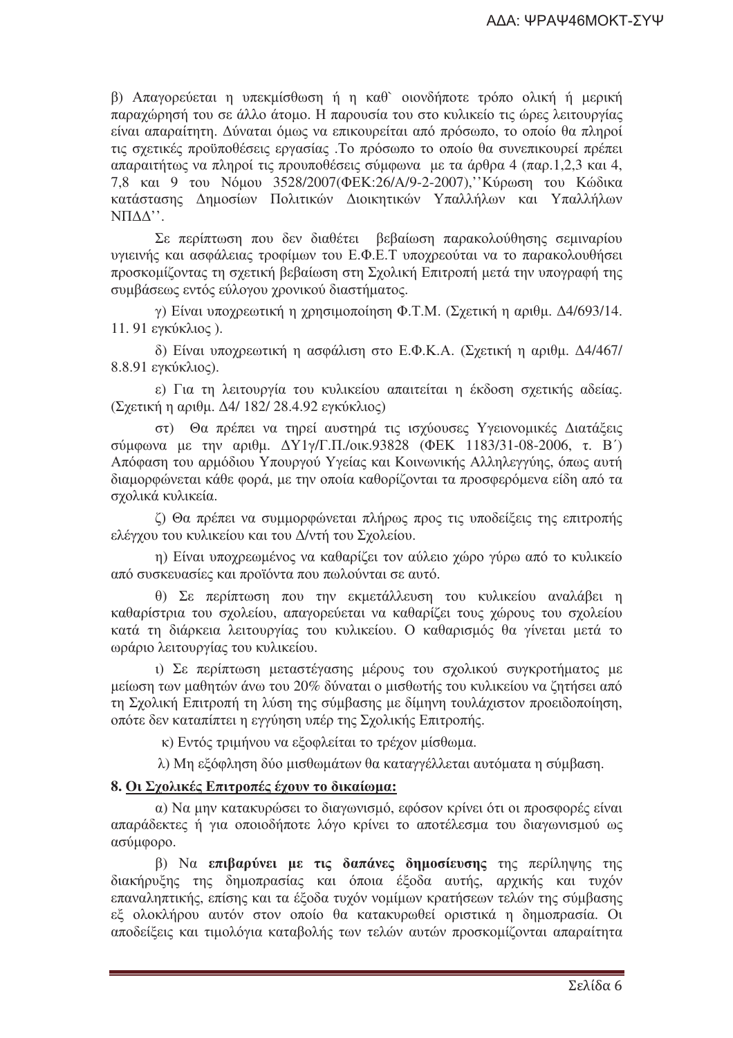β) Απαγορεύεται η υπεκμίσθωση ή η καθ` οιονδήποτε τρόπο ολική ή μερική παραχώρησή του σε άλλο άτομο. Η παρουσία του στο κυλικείο τις ώρες λειτουργίας είναι απαραίτητη. Δύναται όμως να επικουρείται από πρόσωπο, το οποίο θα πληροί τις σχετικές προϋποθέσεις εργασίας .Το πρόσωπο το οποίο θα συνεπικουρεί πρέπει απαραιτήτως να πληροί τις προυποθέσεις σύμφωνα με τα άρθρα 4 (παρ.1,2,3 και 4, 7,8 και 9 του Νόμου 3528/2007(ΦΕΚ:26/Α/9-2-2007),''Κύρωση του Κώδικα κατάστασης Δημοσίων Πολιτικών Διοικητικών Υπαλλήλων και Υπαλλήλων ΝΠΔΔ''.

Σε περίπτωση που δεν διαθέτει βεβαίωση παρακολούθησης σεμιναρίου υγιεινής και ασφάλειας τροφίμων του Ε.Φ.Ε.Τ υποχρεούται να το παρακολουθήσει προσκομίζοντας τη σχετική βεβαίωση στη Σχολική Επιτροπή μετά την υπογραφή της συμβάσεως εντός εύλογου χρονικού διαστήματος.

γ) Είναι υποχρεωτική η χρησιμοποίηση Φ.Τ.Μ. (Σχετική η αριθμ. Δ4/693/14. 11. 91 εγκύκλιος ).

δ) Είναι υποχρεωτική η ασφάλιση στο Ε.Φ.Κ.Α. (Σχετική η αριθμ. Δ4/467/ 8.8.91 εγκύκλιος).

ε) Για τη λειτουργία του κυλικείου απαιτείται η έκδοση σχετικής αδείας. (Σχετική η αριθμ. Δ4/ 182/ 28.4.92 εγκύκλιος)

στ) Θα πρέπει να τηρεί αυστηρά τις ισχύουσες Υγειονομικές Διατάξεις σύμφωνα με την αριθμ. ΔΥ1γ/Γ.Π./οικ.93828 (ΦΕΚ 1183/31-08-2006, τ. Β΄) Απόφαση του αρμόδιου Υπουργού Υγείας και Κοινωνικής Αλληλεγγύης, όπως αυτή διαμορφώνεται κάθε φορά, με την οποία καθορίζονται τα προσφερόμενα είδη από τα σχολικά κυλικεία.

ζ) Θα πρέπει να συμμορφώνεται πλήρως προς τις υποδείξεις της επιτροπής ελέγχου του κυλικείου και του Δ/ντή του Σχολείου.

η) Είναι υποχρεωμένος να καθαρίζει τον αύλειο χώρο γύρω από το κυλικείο από συσκευασίες και προϊόντα που πωλούνται σε αυτό.

θ) Σε περίπτωση που την εκμετάλλευση του κυλικείου αναλάβει η καθαρίστρια του σχολείου, απαγορεύεται να καθαρίζει τους χώρους του σχολείου κατά τη διάρκεια λειτουργίας του κυλικείου. Ο καθαρισμός θα γίνεται μετά το ωράριο λειτουργίας του κυλικείου.

ι) Σε περίπτωση μεταστέγασης μέρους του σχολικού συγκροτήματος με μείωση των μαθητών άνω του 20% δύναται ο μισθωτής του κυλικείου να ζητήσει από τη Σχολική Επιτροπή τη λύση της σύμβασης με δίμηνη τουλάχιστον προειδοποίηση, οπότε δεν καταπίπτει η εγγύηση υπέρ της Σχολικής Επιτροπής.

κ) Εντός τριμήνου να εξοφλείται το τρέχον μίσθωμα.

λ) Μη εξόφληση δύο μισθωμάτων θα καταγγέλλεται αυτόματα η σύμβαση.

**8. <u>Οι Σχολικές Επιτροπές έχουν το δικαίωμα:</u>**

α) Να μην κατακυρώσει το διαγωνισμό, εφόσον κρίνει ότι οι προσφορές είναι απαράδεκτες ή για οποιοδήποτε λόγο κρίνει το αποτέλεσμα του διαγωνισμού ως ασύμφορο.

β) Να **επιβαρύνει με τις δαπάνες δημοσίευσης** της περίληψης της διακήρυξης της δημοπρασίας και όποια έξοδα αυτής, αρχικής και τυχόν επαναληπτικής, επίσης και τα έξοδα τυχόν νομίμων κρατήσεων τελών της σύμβασης εξ ολοκλήρου αυτόν στον οποίο θα κατακυρωθεί οριστικά η δημοπρασία. Οι αποδείξεις και τιμολόγια καταβολής των τελών αυτών προσκομίζονται απαραίτητα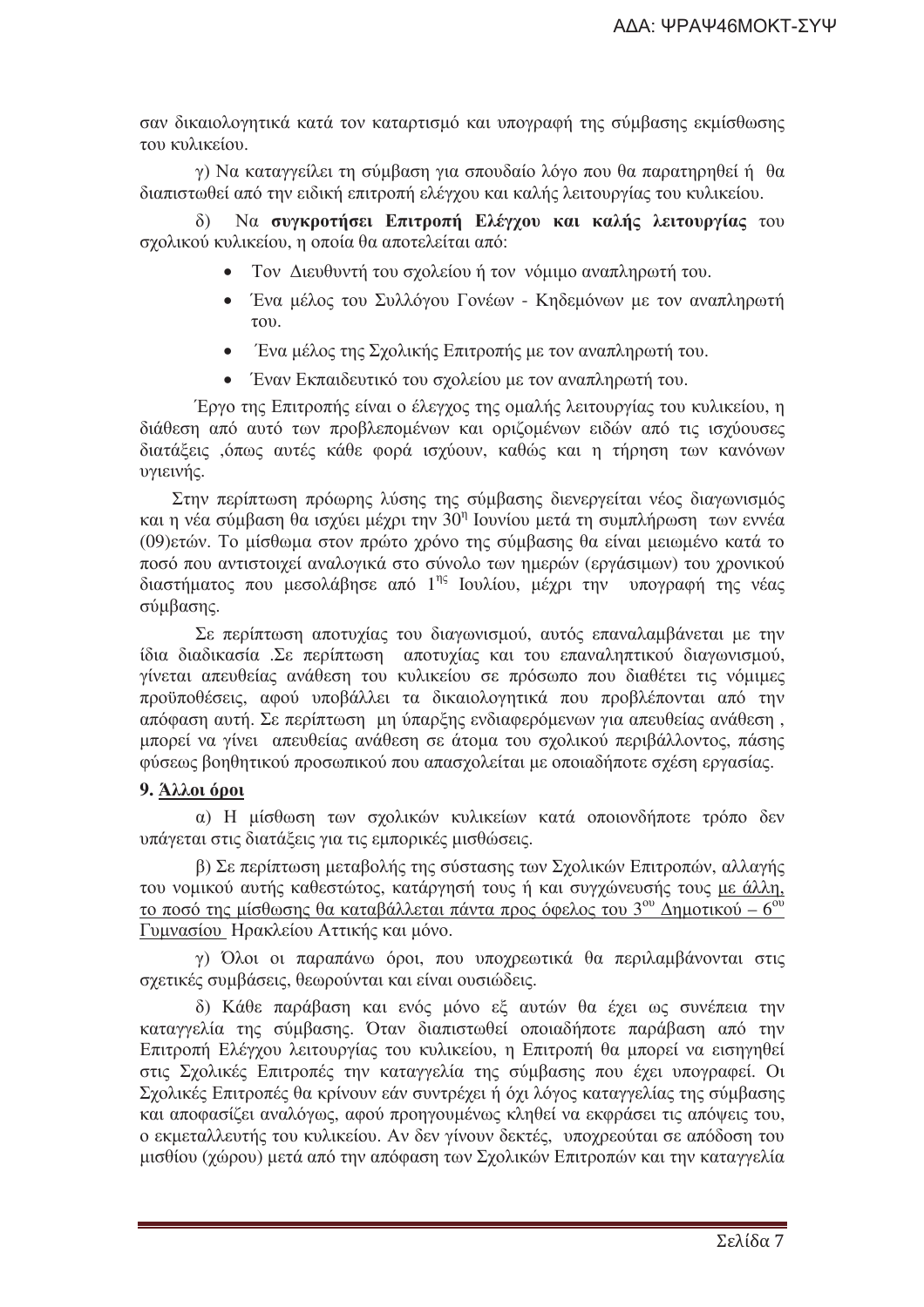σαν δικαιολογητικά κατά τον καταρτισμό και υπογραφή της σύμβασης εκμίσθωσης του κυλικείου.

γ) Να καταγγείλει τη σύμβαση για σπουδαίο λόγο που θα παρατηρηθεί ή θα διαπιστωθεί από την ειδική επιτροπή ελέγχου και καλής λειτουργίας του κυλικείου.

δ) Να **συγκροτήσει Επιτροπή Ελέγχου και καλής λειτουργίας** του σχολικού κυλικείου, η οποία θα αποτελείται από:

- Τον Διευθυντή του σχολείου ή τον νόμιμο αναπληρωτή του.
- Ένα μέλος του Συλλόγου Γονέων - Κηδεμόνων με τον αναπληρωτή του.
- Ένα μέλος της Σχολικής Επιτροπής με τον αναπληρωτή του.
- Έναν Εκπαιδευτικό του σχολείου με τον αναπληρωτή του.

Έργο της Επιτροπής είναι ο έλεγχος της ομαλής λειτουργίας του κυλικείου, η διάθεση από αυτό των προβλεπομένων και οριζομένων ειδών από τις ισχύουσες διατάξεις ,όπως αυτές κάθε φορά ισχύουν, καθώς και η τήρηση των κανόνων υγιεινής.

Στην περίπτωση πρόωρης λύσης της σύμβασης διενεργείται νέος διαγωνισμός και η νέα σύμβαση θα ισχύει μέχρι την 30η Ιουνίου μετά τη συμπλήρωση των εννέα (09)ετών. Το μίσθωμα στον πρώτο χρόνο της σύμβασης θα είναι μειωμένο κατά το ποσό που αντιστοιχεί αναλογικά στο σύνολο των ημερών (εργάσιμων) του χρονικού διαστήματος που μεσολάβησε από 1ης Ιουλίου, μέχρι την υπογραφή της νέας σύμβασης.

Σε περίπτωση αποτυχίας του διαγωνισμού, αυτός επαναλαμβάνεται με την ίδια διαδικασία .Σε περίπτωση αποτυχίας και του επαναληπτικού διαγωνισμού, γίνεται απευθείας ανάθεση του κυλικείου σε πρόσωπο που διαθέτει τις νόμιμες προϋποθέσεις, αφού υποβάλλει τα δικαιολογητικά που προβλέπονται από την απόφαση αυτή. Σε περίπτωση μη ύπαρξης ενδιαφερόμενων για απευθείας ανάθεση , μπορεί να γίνει απευθείας ανάθεση σε άτομα του σχολικού περιβάλλοντος, πάσης φύσεως βοηθητικού προσωπικού που απασχολείται με οποιαδήποτε σχέση εργασίας.

### 9. Άλλοι όροι

α) Η μίσθωση των σχολικών κυλικείων κατά οποιονδήποτε τρόπο δεν υπάγεται στις διατάξεις για τις εμπορικές μισθώσεις.

β) Σε περίπτωση μεταβολής της σύστασης των Σχολικών Επιτροπών, αλλαγής του νομικού αυτής καθεστώτος, κατάργησή τους ή και συγχώνευσής τους με άλλη, το ποσό της μίσθωσης θα καταβάλλεται πάντα προς όφελος του 3ου Δημοτικού – 6ου Γυμνασίου Ηρακλείου Αττικής και μόνο.

γ) Όλοι οι παραπάνω όροι, που υποχρεωτικά θα περιλαμβάνονται στις σχετικές συμβάσεις, θεωρούνται και είναι ουσιώδεις.

δ) Κάθε παράβαση και ενός μόνο εξ αυτών θα έχει ως συνέπεια την καταγγελία της σύμβασης. Όταν διαπιστωθεί οποιαδήποτε παράβαση από την Επιτροπή Ελέγχου λειτουργίας του κυλικείου, η Επιτροπή θα μπορεί να εισηγηθεί στις Σχολικές Επιτροπές την καταγγελία της σύμβασης που έχει υπογραφεί. Οι Σχολικές Επιτροπές θα κρίνουν εάν συντρέχει ή όχι λόγος καταγγελίας της σύμβασης και αποφασίζει αναλόγως, αφού προηγουμένως κληθεί να εκφράσει τις απόψεις του, ο εκμεταλλευτής του κυλικείου. Αν δεν γίνουν δεκτές, υποχρεούται σε απόδοση του μισθίου (χώρου) μετά από την απόφαση των Σχολικών Επιτροπών και την καταγγελία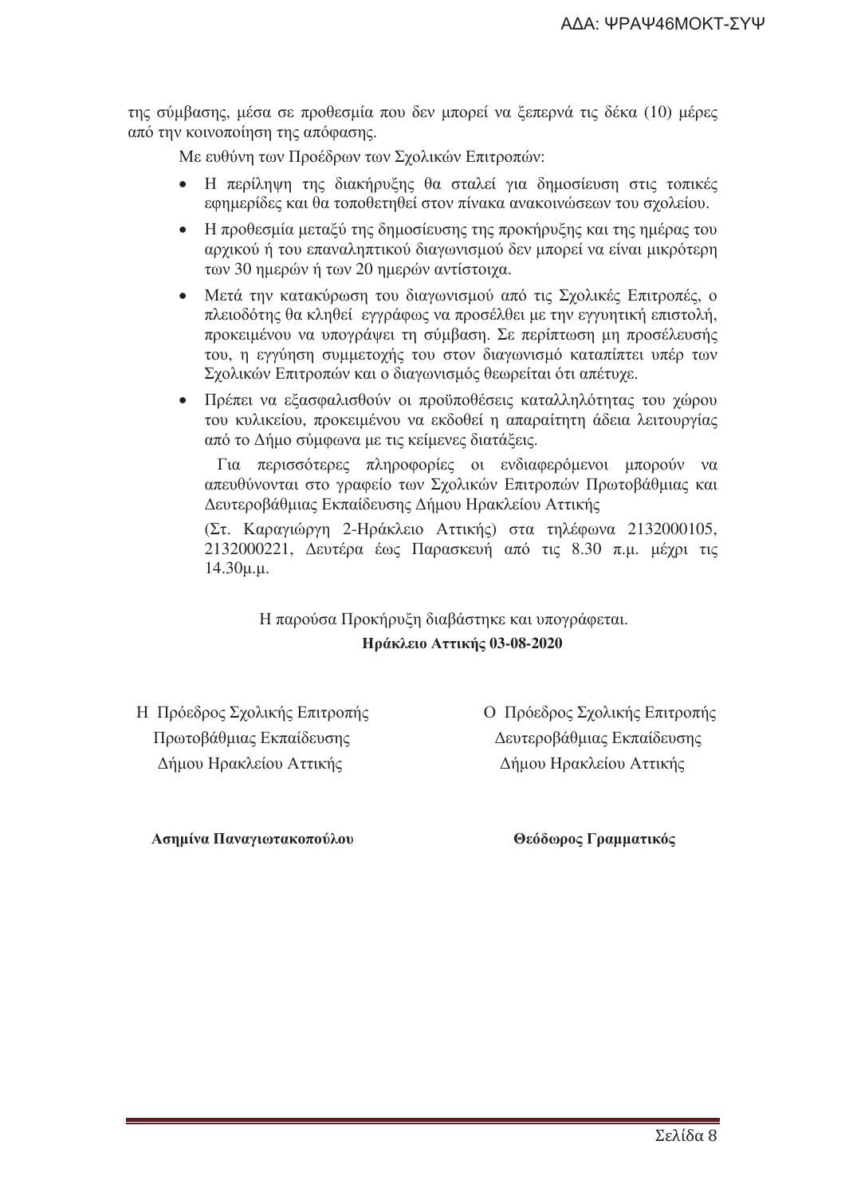της σύμβασης, μέσα σε προθεσμία που δεν μπορεί να ξεπερνά τις δέκα (10) μέρες από την κοινοποίηση της απόφασης.

Με ευθύνη των Προέδρων των Σχολικών Επιτροπών:

- Η περίληψη της διακήρυξης θα σταλεί για δημοσίευση στις τοπικές εφημερίδες και θα τοποθετηθεί στον πίνακα ανακοινώσεων του σχολείου.
- Η προθεσμία μεταξύ της δημοσίευσης της προκήρυξης και της ημέρας του αρχικού ή του επαναληπτικού διαγωνισμού δεν μπορεί να είναι μικρότερη των 30 ημερών ή των 20 ημερών αντίστοιχα.
- Μετά την κατακύρωση του διαγωνισμού από τις Σχολικές Επιτροπές, ο πλειοδότης θα κληθεί εγγράφως να προσέλθει με την εγγυητική επιστολή, προκειμένου να υπογράψει τη σύμβαση. Σε περίπτωση μη προσέλευσής του, η εγγύηση συμμετοχής του στον διαγωνισμό καταπίπτει υπέρ των Σχολικών Επιτροπών και ο διαγωνισμός θεωρείται ότι απέτυχε.
- Πρέπει να εξασφαλισθούν οι προϋποθέσεις καταλληλότητας του χώρου του κυλικείου, προκειμένου να εκδοθεί η απαραίτητη άδεια λειτουργίας από το Δήμο σύμφωνα με τις κείμενες διατάξεις.

  Για περισσότερες πληροφορίες οι ενδιαφερόμενοι μπορούν να απευθύνονται στο γραφείο των Σχολικών Επιτροπών Πρωτοβάθμιας και Δευτεροβάθμιας Εκπαίδευσης Δήμου Ηρακλείου Αττικής

  (Στ. Καραγιώργη 2-Ηράκλειο Αττικής) στα τηλέφωνα 2132000105, 2132000221, Δευτέρα έως Παρασκευή από τις 8.30 π.μ. μέχρι τις 14.30μ.μ.

Η παρούσα Προκήρυξη διαβάστηκε και υπογράφεται.

**Ηράκλειο Αττικής 03-08-2020**

Η Πρόεδρος Σχολικής Επιτροπής
Πρωτοβάθμιας Εκπαίδευσης
Δήμου Ηρακλείου Αττικής

**Ασημίνα Παναγιωτακοπούλου**

Ο Πρόεδρος Σχολικής Επιτροπής
Δευτεροβάθμιας Εκπαίδευσης
Δήμου Ηρακλείου Αττικής

**Θεόδωρος Γραμματικός**